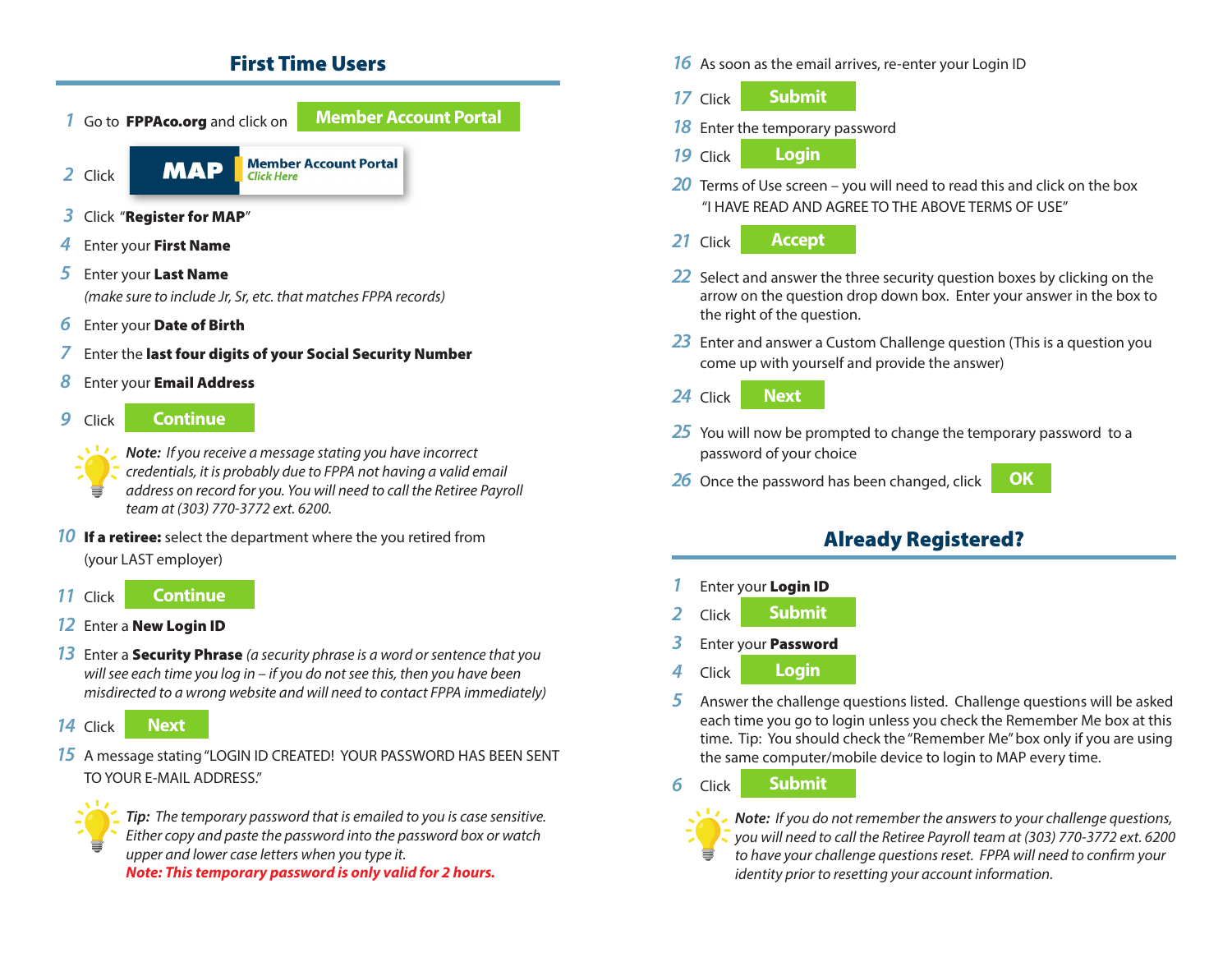## First Time Users

1. Go to **FPPAco.org** and click on **Member Account Portal**
2. Click **MAP** Member Account Portal *Click Here*
3. Click "**Register for MAP**"
4. Enter your **First Name**
5. Enter your **Last Name**
   *(make sure to include Jr, Sr, etc. that matches FPPA records)*
6. Enter your **Date of Birth**
7. Enter the **last four digits of your Social Security Number**
8. Enter your **Email Address**
9. Click **Continue**

   ***Note:*** *If you receive a message stating you have incorrect credentials, it is probably due to FPPA not having a valid email address on record for you. You will need to call the Retiree Payroll team at (303) 770-3772 ext. 6200.*

10. **If a retiree:** select the department where the you retired from (your LAST employer)
11. Click **Continue**
12. Enter a **New Login ID**
13. Enter a **Security Phrase** *(a security phrase is a word or sentence that you will see each time you log in – if you do not see this, then you have been misdirected to a wrong website and will need to contact FPPA immediately)*
14. Click **Next**
15. A message stating "LOGIN ID CREATED! YOUR PASSWORD HAS BEEN SENT TO YOUR E-MAIL ADDRESS."

    ***Tip:*** *The temporary password that is emailed to you is case sensitive. Either copy and paste the password into the password box or watch upper and lower case letters when you type it.*
    ***Note: This temporary password is only valid for 2 hours.***

16. As soon as the email arrives, re-enter your Login ID
17. Click **Submit**
18. Enter the temporary password
19. Click **Login**
20. Terms of Use screen – you will need to read this and click on the box "I HAVE READ AND AGREE TO THE ABOVE TERMS OF USE"
21. Click **Accept**
22. Select and answer the three security question boxes by clicking on the arrow on the question drop down box. Enter your answer in the box to the right of the question.
23. Enter and answer a Custom Challenge question (This is a question you come up with yourself and provide the answer)
24. Click **Next**
25. You will now be prompted to change the temporary password to a password of your choice
26. Once the password has been changed, click **OK**

## Already Registered?

1. Enter your **Login ID**
2. Click **Submit**
3. Enter your **Password**
4. Click **Login**
5. Answer the challenge questions listed. Challenge questions will be asked each time you go to login unless you check the Remember Me box at this time. Tip: You should check the "Remember Me" box only if you are using the same computer/mobile device to login to MAP every time.
6. Click **Submit**

   ***Note:*** *If you do not remember the answers to your challenge questions, you will need to call the Retiree Payroll team at (303) 770-3772 ext. 6200 to have your challenge questions reset. FPPA will need to confirm your identity prior to resetting your account information.*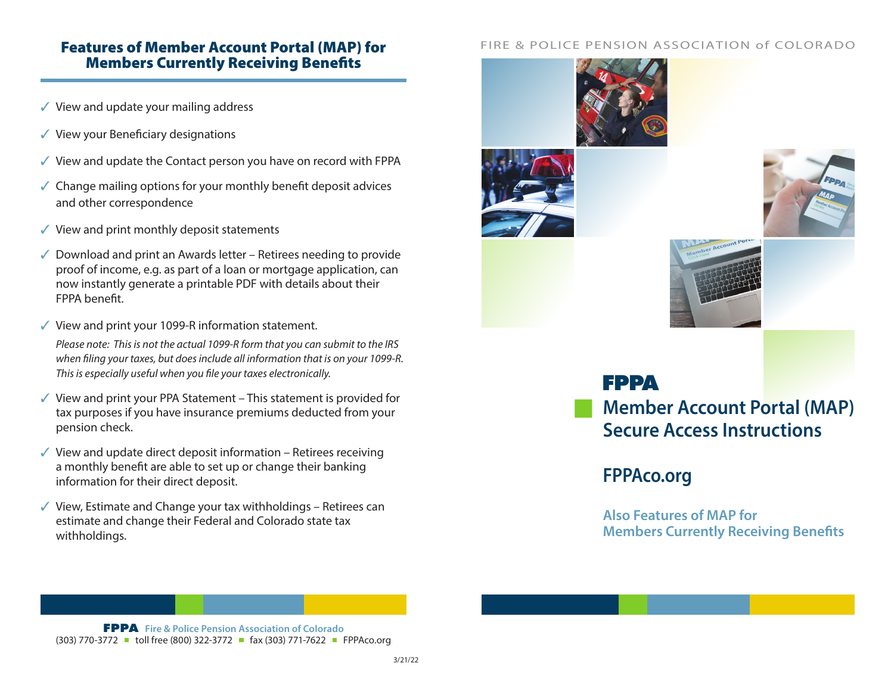## Features of Member Account Portal (MAP) for Members Currently Receiving Benefits

- ✓ View and update your mailing address
- ✓ View your Beneficiary designations
- ✓ View and update the Contact person you have on record with FPPA
- ✓ Change mailing options for your monthly benefit deposit advices and other correspondence
- ✓ View and print monthly deposit statements
- ✓ Download and print an Awards letter – Retirees needing to provide proof of income, e.g. as part of a loan or mortgage application, can now instantly generate a printable PDF with details about their FPPA benefit.
- ✓ View and print your 1099-R information statement.

  *Please note: This is not the actual 1099-R form that you can submit to the IRS when filing your taxes, but does include all information that is on your 1099-R. This is especially useful when you file your taxes electronically.*
- ✓ View and print your PPA Statement – This statement is provided for tax purposes if you have insurance premiums deducted from your pension check.
- ✓ View and update direct deposit information – Retirees receiving a monthly benefit are able to set up or change their banking information for their direct deposit.
- ✓ View, Estimate and Change your tax withholdings – Retirees can estimate and change their Federal and Colorado state tax withholdings.

**FPPA** Fire & Police Pension Association of Colorado
(303) 770-3772 ■ toll free (800) 322-3772 ■ fax (303) 771-7622 ■ FPPAco.org

3/21/22

FIRE & POLICE PENSION ASSOCIATION of COLORADO

# FPPA

# Member Account Portal (MAP) Secure Access Instructions

## FPPAco.org

### Also Features of MAP for Members Currently Receiving Benefits